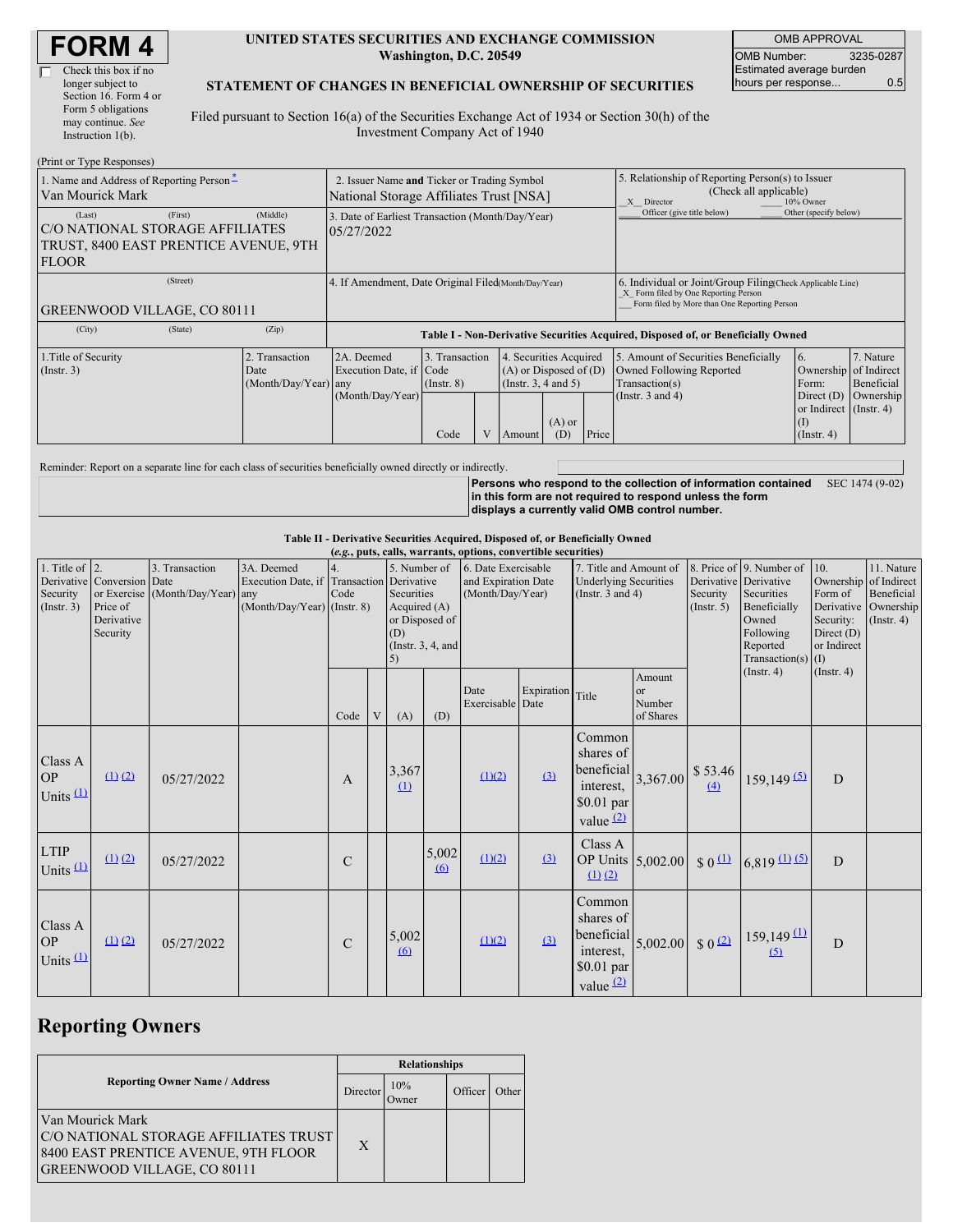# FORM 4

☐ Check this box if no longer subject to Section 16. Form 4 or Form 5 obligations may continue. *See* Instruction 1(b).

**UNITED STATES SECURITIES AND EXCHANGE COMMISSION**
**Washington, D.C. 20549**

**STATEMENT OF CHANGES IN BENEFICIAL OWNERSHIP OF SECURITIES**

Filed pursuant to Section 16(a) of the Securities Exchange Act of 1934 or Section 30(h) of the Investment Company Act of 1940

| OMB APPROVAL | |
|---|---|
| OMB Number: | 3235-0287 |
| Estimated average burden hours per response... | 0.5 |

(Print or Type Responses)

| 1. Name and Address of Reporting Person * | 2. Issuer Name and Ticker or Trading Symbol | 5. Relationship of Reporting Person(s) to Issuer (Check all applicable) |
|---|---|---|
| Van Mourick Mark | National Storage Affiliates Trust [NSA] | _X_ Director ___ 10% Owner ___ Officer (give title below) ___ Other (specify below) |
| (Last) (First) (Middle) C/O NATIONAL STORAGE AFFILIATES TRUST, 8400 EAST PRENTICE AVENUE, 9TH FLOOR | 3. Date of Earliest Transaction (Month/Day/Year) 05/27/2022 | |
| (Street) GREENWOOD VILLAGE, CO 80111 | 4. If Amendment, Date Original Filed (Month/Day/Year) | 6. Individual or Joint/Group Filing (Check Applicable Line) _X_ Form filed by One Reporting Person ___ Form filed by More than One Reporting Person |
| (City) (State) (Zip) | | |

**Table I - Non-Derivative Securities Acquired, Disposed of, or Beneficially Owned**

| 1.Title of Security (Instr. 3) | 2. Transaction Date (Month/Day/Year) | 2A. Deemed Execution Date, if any (Month/Day/Year) | 3. Transaction Code (Instr. 8) | | 4. Securities Acquired (A) or Disposed of (D) (Instr. 3, 4 and 5) | | | 5. Amount of Securities Beneficially Owned Following Reported Transaction(s) (Instr. 3 and 4) | 6. Ownership Form: Direct (D) or Indirect (I) (Instr. 4) | 7. Nature of Indirect Beneficial Ownership (Instr. 4) |
|---|---|---|---|---|---|---|---|---|---|---|
| | | | Code | V | Amount | (A) or (D) | Price | | | |

Reminder: Report on a separate line for each class of securities beneficially owned directly or indirectly.

**Persons who respond to the collection of information contained in this form are not required to respond unless the form displays a currently valid OMB control number.** SEC 1474 (9-02)

**Table II - Derivative Securities Acquired, Disposed of, or Beneficially Owned**
**(*e.g.*, puts, calls, warrants, options, convertible securities)**

| 1. Title of Derivative Security (Instr. 3) | 2. Conversion or Exercise Price of Derivative Security | 3. Transaction Date (Month/Day/Year) | 3A. Deemed Execution Date, if any (Month/Day/Year) | 4. Transaction Code (Instr. 8) | | 5. Number of Derivative Securities Acquired (A) or Disposed of (D) (Instr. 3, 4, and 5) | | 6. Date Exercisable and Expiration Date (Month/Day/Year) | | 7. Title and Amount of Underlying Securities (Instr. 3 and 4) | | 8. Price of Derivative Security (Instr. 5) | 9. Number of Derivative Securities Beneficially Owned Following Reported Transaction(s) (Instr. 4) | 10. Ownership Form of Derivative Security: Direct (D) or Indirect (I) (Instr. 4) | 11. Nature of Indirect Beneficial Ownership (Instr. 4) |
|---|---|---|---|---|---|---|---|---|---|---|---|---|---|---|---|
| | | | | Code | V | (A) | (D) | Date Exercisable | Expiration Date | Title | Amount or Number of Shares | | | | |
| Class A OP Units (1) | (1) (2) | 05/27/2022 | | A | | 3,367 (1) | | (1)(2) | (3) | Common shares of beneficial interest, $0.01 par value (2) | 3,367.00 | $ 53.46 (4) | 159,149 (5) | D | |
| LTIP Units (1) | (1) (2) | 05/27/2022 | | C | | | 5,002 (6) | (1)(2) | (3) | Class A OP Units (1) (2) | 5,002.00 | $ 0 (1) | 6,819 (1) (5) | D | |
| Class A OP Units (1) | (1) (2) | 05/27/2022 | | C | | 5,002 (6) | | (1)(2) | (3) | Common shares of beneficial interest, $0.01 par value (2) | 5,002.00 | $ 0 (2) | 159,149 (1) (5) | D | |

## Reporting Owners

| Reporting Owner Name / Address | Relationships | | | |
|---|---|---|---|---|
| | Director | 10% Owner | Officer | Other |
| Van Mourick Mark C/O NATIONAL STORAGE AFFILIATES TRUST 8400 EAST PRENTICE AVENUE, 9TH FLOOR GREENWOOD VILLAGE, CO 80111 | X | | | |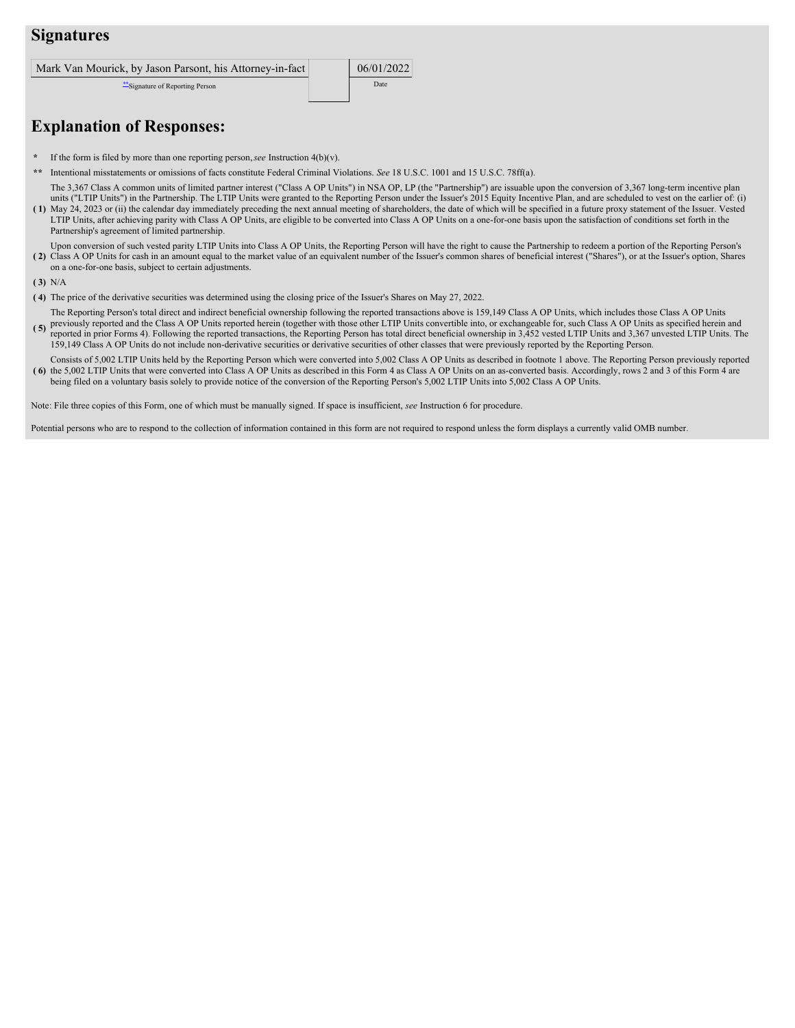## Signatures

| | | |
|---|---|---|
| Mark Van Mourick, by Jason Parsont, his Attorney-in-fact | | 06/01/2022 |
| **Signature of Reporting Person | | Date |

## Explanation of Responses:

\* If the form is filed by more than one reporting person, *see* Instruction 4(b)(v).

\*\* Intentional misstatements or omissions of facts constitute Federal Criminal Violations. *See* 18 U.S.C. 1001 and 15 U.S.C. 78ff(a).

( 1) The 3,367 Class A common units of limited partner interest ("Class A OP Units") in NSA OP, LP (the "Partnership") are issuable upon the conversion of 3,367 long-term incentive plan units ("LTIP Units") in the Partnership. The LTIP Units were granted to the Reporting Person under the Issuer's 2015 Equity Incentive Plan, and are scheduled to vest on the earlier of: (i) May 24, 2023 or (ii) the calendar day immediately preceding the next annual meeting of shareholders, the date of which will be specified in a future proxy statement of the Issuer. Vested LTIP Units, after achieving parity with Class A OP Units, are eligible to be converted into Class A OP Units on a one-for-one basis upon the satisfaction of conditions set forth in the Partnership's agreement of limited partnership.

( 2) Upon conversion of such vested parity LTIP Units into Class A OP Units, the Reporting Person will have the right to cause the Partnership to redeem a portion of the Reporting Person's Class A OP Units for cash in an amount equal to the market value of an equivalent number of the Issuer's common shares of beneficial interest ("Shares"), or at the Issuer's option, Shares on a one-for-one basis, subject to certain adjustments.

( 3) N/A

( 4) The price of the derivative securities was determined using the closing price of the Issuer's Shares on May 27, 2022.

( 5) The Reporting Person's total direct and indirect beneficial ownership following the reported transactions above is 159,149 Class A OP Units, which includes those Class A OP Units previously reported and the Class A OP Units reported herein (together with those other LTIP Units convertible into, or exchangeable for, such Class A OP Units as specified herein and reported in prior Forms 4). Following the reported transactions, the Reporting Person has total direct beneficial ownership in 3,452 vested LTIP Units and 3,367 unvested LTIP Units. The 159,149 Class A OP Units do not include non-derivative securities or derivative securities of other classes that were previously reported by the Reporting Person.

( 6) Consists of 5,002 LTIP Units held by the Reporting Person which were converted into 5,002 Class A OP Units as described in footnote 1 above. The Reporting Person previously reported the 5,002 LTIP Units that were converted into Class A OP Units as described in this Form 4 as Class A OP Units on an as-converted basis. Accordingly, rows 2 and 3 of this Form 4 are being filed on a voluntary basis solely to provide notice of the conversion of the Reporting Person's 5,002 LTIP Units into 5,002 Class A OP Units.

Note: File three copies of this Form, one of which must be manually signed. If space is insufficient, *see* Instruction 6 for procedure.

Potential persons who are to respond to the collection of information contained in this form are not required to respond unless the form displays a currently valid OMB number.